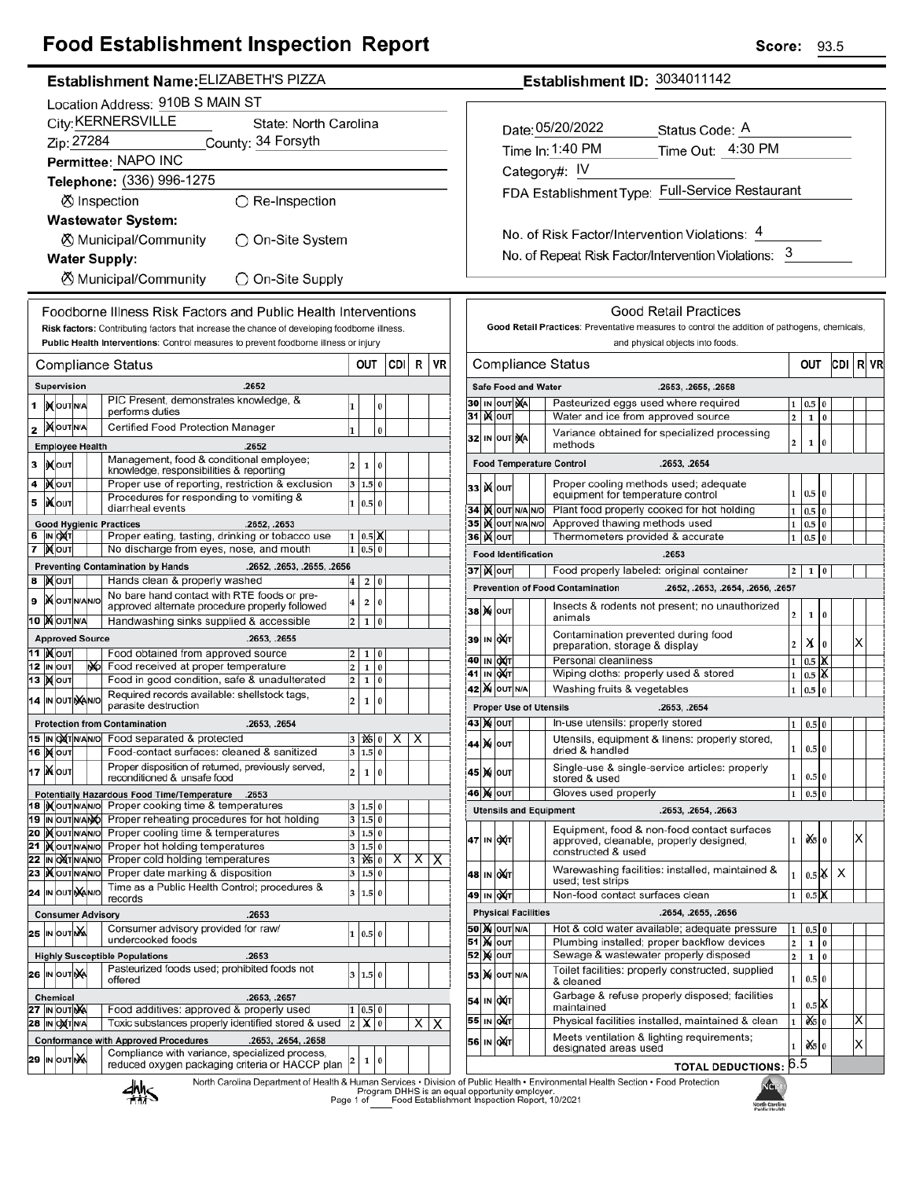# Food Establishment Inspection Report

**Score:** 93.5

**Establishment Name:** ELIZABETH'S PIZZA

**Establishment ID:** 3034011142

Location Address: 910B S MAIN ST

City: KERNERSVILLE State: North Carolina

Zip: 27284 County: 34 Forsyth

**Permittee:** NAPO INC

**Telephone:** (336) 996-1275

⊗ Inspection ○ Re-Inspection

**Wastewater System:**

⊗ Municipal/Community ○ On-Site System

**Water Supply:**

⊗ Municipal/Community ○ On-Site Supply

Date: 05/20/2022 Status Code: A

Time In: 1:40 PM Time Out: 4:30 PM

Category#: IV

FDA Establishment Type: Full-Service Restaurant

No. of Risk Factor/Intervention Violations: 4

No. of Repeat Risk Factor/Intervention Violations: 3

## Foodborne Illness Risk Factors and Public Health Interventions

**Risk factors:** Contributing factors that increase the chance of developing foodborne illness.
**Public Health Interventions:** Control measures to prevent foodborne illness or injury

| # | Compliance Status | | OUT | | | CDI | R | VR |
|---|---|---|---|---|---|---|---|---|
| | **Supervision** .2652 | | | | | | | |
| 1 | IN | PIC Present, demonstrates knowledge, & performs duties | 1 | | 0 | | | |
| 2 | IN | Certified Food Protection Manager | 1 | | 0 | | | |
| | **Employee Health** .2652 | | | | | | | |
| 3 | IN | Management, food & conditional employee; knowledge, responsibilities & reporting | 2 | 1 | 0 | | | |
| 4 | IN | Proper use of reporting, restriction & exclusion | 3 | 1.5 | 0 | | | |
| 5 | IN | Procedures for responding to vomiting & diarrheal events | 1 | 0.5 | 0 | | | |
| | **Good Hygienic Practices** .2652, .2653 | | | | | | | |
| 6 | OUT | Proper eating, tasting, drinking or tobacco use | 1 | 0.5 | X | | | |
| 7 | IN | No discharge from eyes, nose, and mouth | 1 | 0.5 | 0 | | | |
| | **Preventing Contamination by Hands** .2652, .2653, .2655, .2656 | | | | | | | |
| 8 | IN | Hands clean & properly washed | 4 | 2 | 0 | | | |
| 9 | IN | No bare hand contact with RTE foods or pre-approved alternate procedure properly followed | 4 | 2 | 0 | | | |
| 10 | IN | Handwashing sinks supplied & accessible | 2 | 1 | 0 | | | |
| | **Approved Source** .2653, .2655 | | | | | | | |
| 11 | IN | Food obtained from approved source | 2 | 1 | 0 | | | |
| 12 | N/O | Food received at proper temperature | 2 | 1 | 0 | | | |
| 13 | IN | Food in good condition, safe & unadulterated | 2 | 1 | 0 | | | |
| 14 | N/A | Required records available: shellstock tags, parasite destruction | 2 | 1 | 0 | | | |
| | **Protection from Contamination** .2653, .2654 | | | | | | | |
| 15 | OUT | Food separated & protected | 3 | X 1.5 | 0 | X | X | |
| 16 | IN | Food-contact surfaces: cleaned & sanitized | 3 | 1.5 | 0 | | | |
| 17 | IN | Proper disposition of returned, previously served, reconditioned & unsafe food | 2 | 1 | 0 | | | |
| | **Potentially Hazardous Food Time/Temperature** .2653 | | | | | | | |
| 18 | IN | Proper cooking time & temperatures | 3 | 1.5 | 0 | | | |
| 19 | N/O | Proper reheating procedures for hot holding | 3 | 1.5 | 0 | | | |
| 20 | IN | Proper cooling time & temperatures | 3 | 1.5 | 0 | | | |
| 21 | IN | Proper hot holding temperatures | 3 | 1.5 | 0 | | | |
| 22 | OUT | Proper cold holding temperatures | 3 | X 1.5 | 0 | X | X | X |
| 23 | IN | Proper date marking & disposition | 3 | 1.5 | 0 | | | |
| 24 | N/A | Time as a Public Health Control; procedures & records | 3 | 1.5 | 0 | | | |
| | **Consumer Advisory** .2653 | | | | | | | |
| 25 | N/A | Consumer advisory provided for raw/undercooked foods | 1 | 0.5 | 0 | | | |
| | **Highly Susceptible Populations** .2653 | | | | | | | |
| 26 | N/A | Pasteurized foods used; prohibited foods not offered | 3 | 1.5 | 0 | | | |
| | **Chemical** .2653, .2657 | | | | | | | |
| 27 | N/A | Food additives: approved & properly used | 1 | 0.5 | 0 | | | |
| 28 | OUT | Toxic substances properly identified stored & used | 2 | X 1 | 0 | | X | X |
| | **Conformance with Approved Procedures** .2653, .2654, .2658 | | | | | | | |
| 29 | N/A | Compliance with variance, specialized process, reduced oxygen packaging criteria or HACCP plan | 2 | 1 | 0 | | | |

## Good Retail Practices

**Good Retail Practices:** Preventative measures to control the addition of pathogens, chemicals, and physical objects into foods.

| # | Compliance Status | | OUT | | | CDI | R | VR |
|---|---|---|---|---|---|---|---|---|
| | **Safe Food and Water** .2653, .2655, .2658 | | | | | | | |
| 30 | N/A | Pasteurized eggs used where required | 1 | 0.5 | 0 | | | |
| 31 | IN | Water and ice from approved source | 2 | 1 | 0 | | | |
| 32 | N/A | Variance obtained for specialized processing methods | 2 | 1 | 0 | | | |
| | **Food Temperature Control** .2653, .2654 | | | | | | | |
| 33 | IN | Proper cooling methods used; adequate equipment for temperature control | 1 | 0.5 | 0 | | | |
| 34 | IN | Plant food properly cooked for hot holding | 1 | 0.5 | 0 | | | |
| 35 | IN | Approved thawing methods used | 1 | 0.5 | 0 | | | |
| 36 | IN | Thermometers provided & accurate | 1 | 0.5 | 0 | | | |
| | **Food Identification** .2653 | | | | | | | |
| 37 | IN | Food properly labeled: original container | 2 | 1 | 0 | | | |
| | **Prevention of Food Contamination** .2652, .2653, .2654, .2656, .2657 | | | | | | | |
| 38 | IN | Insects & rodents not present; no unauthorized animals | 2 | 1 | 0 | | | |
| 39 | OUT | Contamination prevented during food preparation, storage & display | 2 | X 1 | 0 | | | X |
| 40 | OUT | Personal cleanliness | 1 | 0.5 | X | | | |
| 41 | OUT | Wiping cloths: properly used & stored | 1 | 0.5 | X | | | |
| 42 | IN | Washing fruits & vegetables | 1 | 0.5 | 0 | | | |
| | **Proper Use of Utensils** .2653, .2654 | | | | | | | |
| 43 | IN | In-use utensils: properly stored | 1 | 0.5 | 0 | | | |
| 44 | IN | Utensils, equipment & linens: properly stored, dried & handled | 1 | 0.5 | 0 | | | |
| 45 | IN | Single-use & single-service articles: properly stored & used | 1 | 0.5 | 0 | | | |
| 46 | IN | Gloves used properly | 1 | 0.5 | 0 | | | |
| | **Utensils and Equipment** .2653, .2654, .2663 | | | | | | | |
| 47 | OUT | Equipment, food & non-food contact surfaces approved, cleanable, properly designed, constructed & used | 1 | X 0.5 | 0 | | | X |
| 48 | OUT | Warewashing facilities: installed, maintained & used; test strips | 1 | 0.5 | X | X | | |
| 49 | OUT | Non-food contact surfaces clean | 1 | 0.5 | X | | | |
| | **Physical Facilities** .2654, .2655, .2656 | | | | | | | |
| 50 | IN | Hot & cold water available; adequate pressure | 1 | 0.5 | 0 | | | |
| 51 | IN | Plumbing installed; proper backflow devices | 2 | 1 | 0 | | | |
| 52 | IN | Sewage & wastewater properly disposed | 2 | 1 | 0 | | | |
| 53 | IN | Toilet facilities: properly constructed, supplied & cleaned | 1 | 0.5 | 0 | | | |
| 54 | OUT | Garbage & refuse properly disposed; facilities maintained | 1 | 0.5 | X | | | |
| 55 | OUT | Physical facilities installed, maintained & clean | 1 | X 0.5 | 0 | | | X |
| 56 | OUT | Meets ventilation & lighting requirements; designated areas used | 1 | X 0.5 | 0 | | | X |

**TOTAL DEDUCTIONS:** 6.5

North Carolina Department of Health & Human Services • Division of Public Health • Environmental Health Section • Food Protection Program DHHS is an equal opportunity employer.
Food Establishment Inspection Report, 10/2021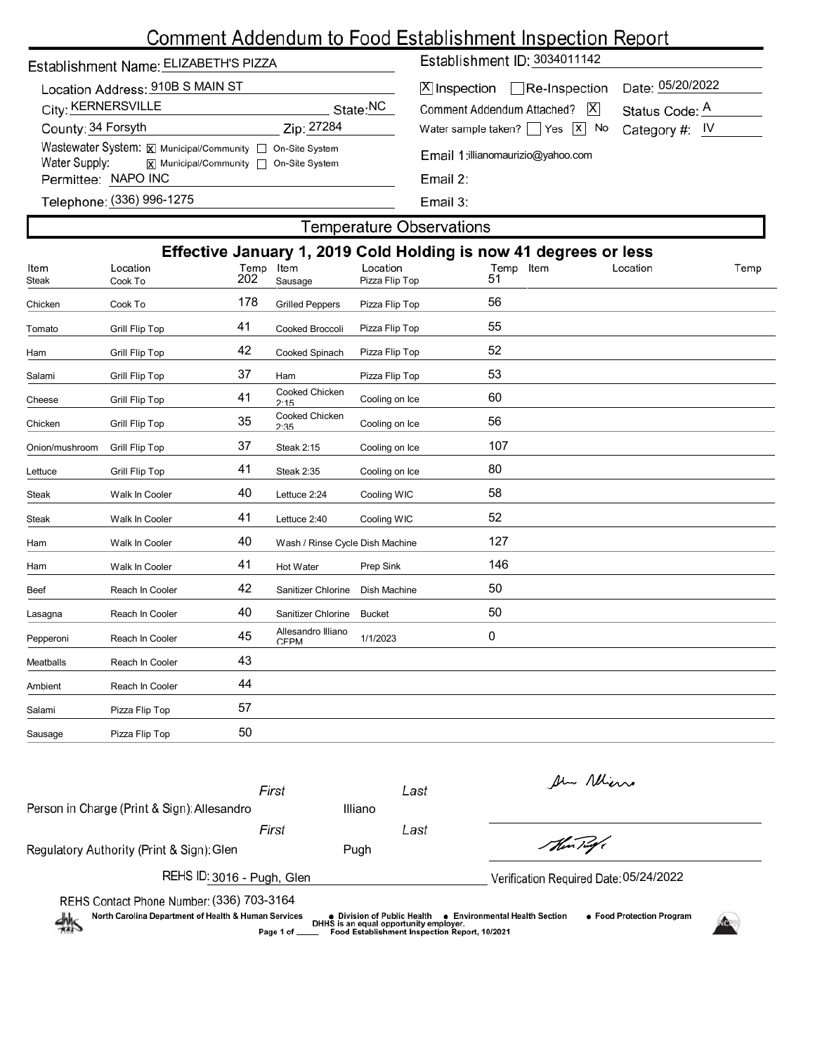# Comment Addendum to Food Establishment Inspection Report

**Establishment Name:** ELIZABETH'S PIZZA

**Establishment ID:** 3034011142

**Location Address:** 910B S MAIN ST

**City:** KERNERSVILLE **State:** NC

**County:** 34 Forsyth **Zip:** 27284

**Wastewater System:** [X] Municipal/Community [ ] On-Site System

**Water Supply:** [X] Municipal/Community [ ] On-Site System

**Permittee:** NAPO INC

**Telephone:** (336) 996-1275

[X] Inspection [ ] Re-Inspection **Date:** 05/20/2022

Comment Addendum Attached? [X] **Status Code:** A

Water sample taken? [ ] Yes [X] No **Category #:** IV

**Email 1:** illianomaurizio@yahoo.com

**Email 2:**

**Email 3:**

## Temperature Observations

### Effective January 1, 2019 Cold Holding is now 41 degrees or less

| Item | Location | Temp | Item | Location | Temp | Item | Location | Temp |
|---|---|---|---|---|---|---|---|---|
| Steak | Cook To | 202 | Sausage | Pizza Flip Top | 51 | | | |
| Chicken | Cook To | 178 | Grilled Peppers | Pizza Flip Top | 56 | | | |
| Tomato | Grill Flip Top | 41 | Cooked Broccoli | Pizza Flip Top | 55 | | | |
| Ham | Grill Flip Top | 42 | Cooked Spinach | Pizza Flip Top | 52 | | | |
| Salami | Grill Flip Top | 37 | Ham | Pizza Flip Top | 53 | | | |
| Cheese | Grill Flip Top | 41 | Cooked Chicken 2:15 | Cooling on Ice | 60 | | | |
| Chicken | Grill Flip Top | 35 | Cooked Chicken 2:35 | Cooling on Ice | 56 | | | |
| Onion/mushroom | Grill Flip Top | 37 | Steak 2:15 | Cooling on Ice | 107 | | | |
| Lettuce | Grill Flip Top | 41 | Steak 2:35 | Cooling on Ice | 80 | | | |
| Steak | Walk In Cooler | 40 | Lettuce 2:24 | Cooling WIC | 58 | | | |
| Steak | Walk In Cooler | 41 | Lettuce 2:40 | Cooling WIC | 52 | | | |
| Ham | Walk In Cooler | 40 | Wash / Rinse Cycle | Dish Machine | 127 | | | |
| Ham | Walk In Cooler | 41 | Hot Water | Prep Sink | 146 | | | |
| Beef | Reach In Cooler | 42 | Sanitizer Chlorine | Dish Machine | 50 | | | |
| Lasagna | Reach In Cooler | 40 | Sanitizer Chlorine | Bucket | 50 | | | |
| Pepperoni | Reach In Cooler | 45 | Allesandro Illiano CFPM | 1/1/2023 | 0 | | | |
| Meatballs | Reach In Cooler | 43 | | | | | | |
| Ambient | Reach In Cooler | 44 | | | | | | |
| Salami | Pizza Flip Top | 57 | | | | | | |
| Sausage | Pizza Flip Top | 50 | | | | | | |

**Person in Charge (Print & Sign):** First: Allesandro Last: Illiano

**Regulatory Authority (Print & Sign):** First: Glen Last: Pugh

**REHS ID:** 3016 - Pugh, Glen

**Verification Required Date:** 05/24/2022

**REHS Contact Phone Number:** (336) 703-3164

North Carolina Department of Health & Human Services • Division of Public Health • Environmental Health Section • Food Protection Program

DHHS is an equal opportunity employer.

Food Establishment Inspection Report, 10/2021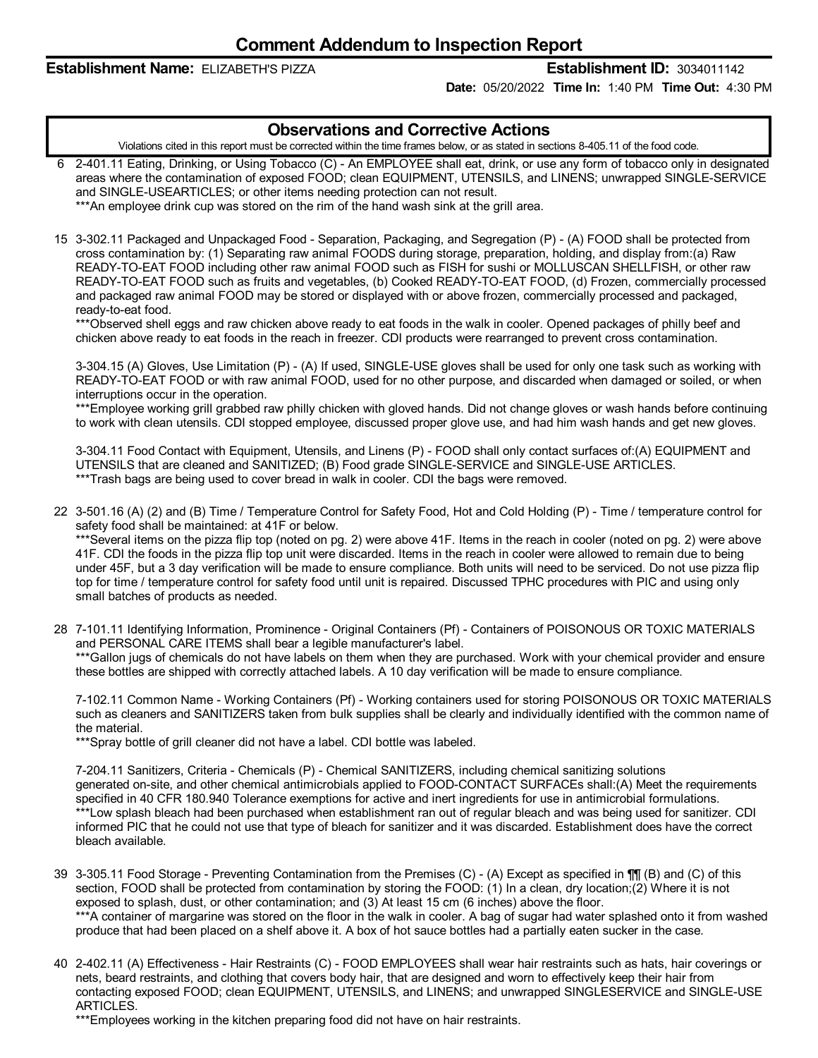# Comment Addendum to Inspection Report

**Establishment Name:** ELIZABETH'S PIZZA **Establishment ID:** 3034011142

**Date:** 05/20/2022 **Time In:** 1:40 PM **Time Out:** 4:30 PM

## Observations and Corrective Actions

Violations cited in this report must be corrected within the time frames below, or as stated in sections 8-405.11 of the food code.

6 2-401.11 Eating, Drinking, or Using Tobacco (C) - An EMPLOYEE shall eat, drink, or use any form of tobacco only in designated areas where the contamination of exposed FOOD; clean EQUIPMENT, UTENSILS, and LINENS; unwrapped SINGLE-SERVICE and SINGLE-USEARTICLES; or other items needing protection can not result.
***An employee drink cup was stored on the rim of the hand wash sink at the grill area.

15 3-302.11 Packaged and Unpackaged Food - Separation, Packaging, and Segregation (P) - (A) FOOD shall be protected from cross contamination by: (1) Separating raw animal FOODS during storage, preparation, holding, and display from:(a) Raw READY-TO-EAT FOOD including other raw animal FOOD such as FISH for sushi or MOLLUSCAN SHELLFISH, or other raw READY-TO-EAT FOOD such as fruits and vegetables, (b) Cooked READY-TO-EAT FOOD, (d) Frozen, commercially processed and packaged raw animal FOOD may be stored or displayed with or above frozen, commercially processed and packaged, ready-to-eat food.
***Observed shell eggs and raw chicken above ready to eat foods in the walk in cooler. Opened packages of philly beef and chicken above ready to eat foods in the reach in freezer. CDI products were rearranged to prevent cross contamination.

3-304.15 (A) Gloves, Use Limitation (P) - (A) If used, SINGLE-USE gloves shall be used for only one task such as working with READY-TO-EAT FOOD or with raw animal FOOD, used for no other purpose, and discarded when damaged or soiled, or when interruptions occur in the operation.
***Employee working grill grabbed raw philly chicken with gloved hands. Did not change gloves or wash hands before continuing to work with clean utensils. CDI stopped employee, discussed proper glove use, and had him wash hands and get new gloves.

3-304.11 Food Contact with Equipment, Utensils, and Linens (P) - FOOD shall only contact surfaces of:(A) EQUIPMENT and UTENSILS that are cleaned and SANITIZED; (B) Food grade SINGLE-SERVICE and SINGLE-USE ARTICLES.
***Trash bags are being used to cover bread in walk in cooler. CDI the bags were removed.

22 3-501.16 (A) (2) and (B) Time / Temperature Control for Safety Food, Hot and Cold Holding (P) - Time / temperature control for safety food shall be maintained: at 41F or below.
***Several items on the pizza flip top (noted on pg. 2) were above 41F. Items in the reach in cooler (noted on pg. 2) were above 41F. CDI the foods in the pizza flip top unit were discarded. Items in the reach in cooler were allowed to remain due to being under 45F, but a 3 day verification will be made to ensure compliance. Both units will need to be serviced. Do not use pizza flip top for time / temperature control for safety food until unit is repaired. Discussed TPHC procedures with PIC and using only small batches of products as needed.

28 7-101.11 Identifying Information, Prominence - Original Containers (Pf) - Containers of POISONOUS OR TOXIC MATERIALS and PERSONAL CARE ITEMS shall bear a legible manufacturer's label.
***Gallon jugs of chemicals do not have labels on them when they are purchased. Work with your chemical provider and ensure these bottles are shipped with correctly attached labels. A 10 day verification will be made to ensure compliance.

7-102.11 Common Name - Working Containers (Pf) - Working containers used for storing POISONOUS OR TOXIC MATERIALS such as cleaners and SANITIZERS taken from bulk supplies shall be clearly and individually identified with the common name of the material.
***Spray bottle of grill cleaner did not have a label. CDI bottle was labeled.

7-204.11 Sanitizers, Criteria - Chemicals (P) - Chemical SANITIZERS, including chemical sanitizing solutions generated on-site, and other chemical antimicrobials applied to FOOD-CONTACT SURFACEs shall:(A) Meet the requirements specified in 40 CFR 180.940 Tolerance exemptions for active and inert ingredients for use in antimicrobial formulations.
***Low splash bleach had been purchased when establishment ran out of regular bleach and was being used for sanitizer. CDI informed PIC that he could not use that type of bleach for sanitizer and it was discarded. Establishment does have the correct bleach available.

39 3-305.11 Food Storage - Preventing Contamination from the Premises (C) - (A) Except as specified in ¶¶ (B) and (C) of this section, FOOD shall be protected from contamination by storing the FOOD: (1) In a clean, dry location;(2) Where it is not exposed to splash, dust, or other contamination; and (3) At least 15 cm (6 inches) above the floor.
***A container of margarine was stored on the floor in the walk in cooler. A bag of sugar had water splashed onto it from washed produce that had been placed on a shelf above it. A box of hot sauce bottles had a partially eaten sucker in the case.

40 2-402.11 (A) Effectiveness - Hair Restraints (C) - FOOD EMPLOYEES shall wear hair restraints such as hats, hair coverings or nets, beard restraints, and clothing that covers body hair, that are designed and worn to effectively keep their hair from contacting exposed FOOD; clean EQUIPMENT, UTENSILS, and LINENS; and unwrapped SINGLESERVICE and SINGLE-USE ARTICLES.
***Employees working in the kitchen preparing food did not have on hair restraints.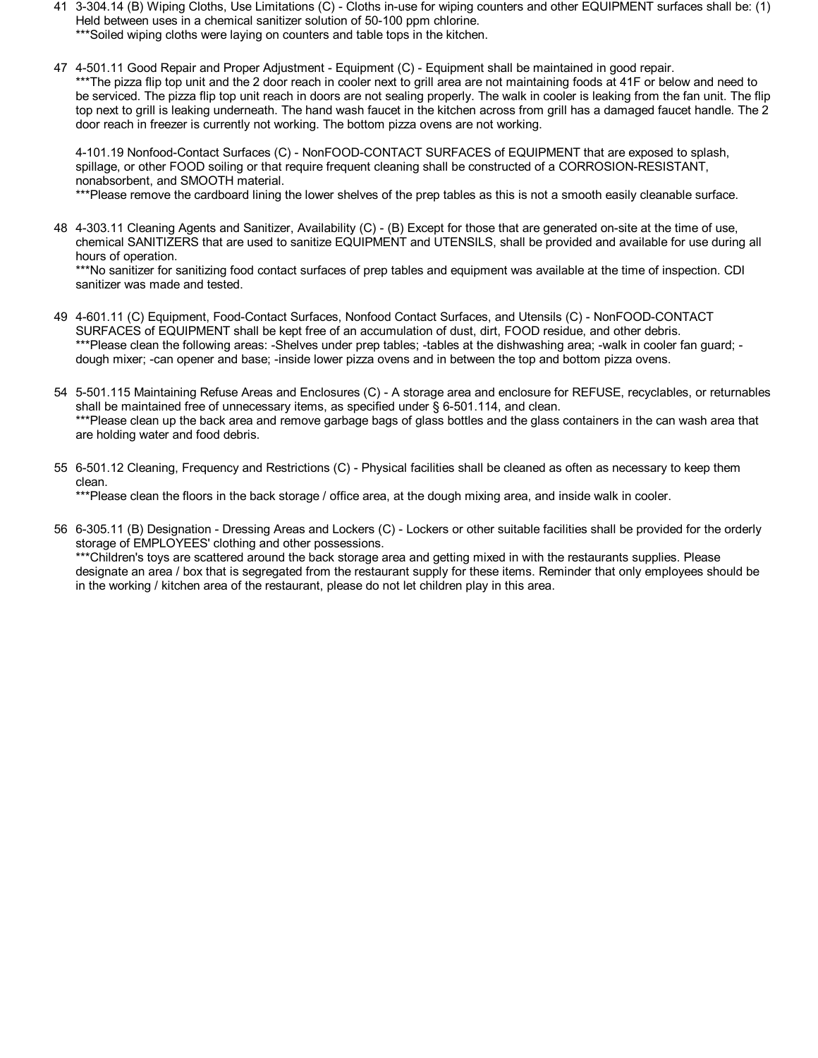41 3-304.14 (B) Wiping Cloths, Use Limitations (C) - Cloths in-use for wiping counters and other EQUIPMENT surfaces shall be: (1) Held between uses in a chemical sanitizer solution of 50-100 ppm chlorine.
***Soiled wiping cloths were laying on counters and table tops in the kitchen.

47 4-501.11 Good Repair and Proper Adjustment - Equipment (C) - Equipment shall be maintained in good repair.
***The pizza flip top unit and the 2 door reach in cooler next to grill area are not maintaining foods at 41F or below and need to be serviced. The pizza flip top unit reach in doors are not sealing properly. The walk in cooler is leaking from the fan unit. The flip top next to grill is leaking underneath. The hand wash faucet in the kitchen across from grill has a damaged faucet handle. The 2 door reach in freezer is currently not working. The bottom pizza ovens are not working.

4-101.19 Nonfood-Contact Surfaces (C) - NonFOOD-CONTACT SURFACES of EQUIPMENT that are exposed to splash, spillage, or other FOOD soiling or that require frequent cleaning shall be constructed of a CORROSION-RESISTANT, nonabsorbent, and SMOOTH material.
***Please remove the cardboard lining the lower shelves of the prep tables as this is not a smooth easily cleanable surface.

48 4-303.11 Cleaning Agents and Sanitizer, Availability (C) - (B) Except for those that are generated on-site at the time of use, chemical SANITIZERS that are used to sanitize EQUIPMENT and UTENSILS, shall be provided and available for use during all hours of operation.
***No sanitizer for sanitizing food contact surfaces of prep tables and equipment was available at the time of inspection. CDI sanitizer was made and tested.

49 4-601.11 (C) Equipment, Food-Contact Surfaces, Nonfood Contact Surfaces, and Utensils (C) - NonFOOD-CONTACT SURFACES of EQUIPMENT shall be kept free of an accumulation of dust, dirt, FOOD residue, and other debris.
***Please clean the following areas: -Shelves under prep tables; -tables at the dishwashing area; -walk in cooler fan guard; -dough mixer; -can opener and base; -inside lower pizza ovens and in between the top and bottom pizza ovens.

54 5-501.115 Maintaining Refuse Areas and Enclosures (C) - A storage area and enclosure for REFUSE, recyclables, or returnables shall be maintained free of unnecessary items, as specified under § 6-501.114, and clean.
***Please clean up the back area and remove garbage bags of glass bottles and the glass containers in the can wash area that are holding water and food debris.

55 6-501.12 Cleaning, Frequency and Restrictions (C) - Physical facilities shall be cleaned as often as necessary to keep them clean.
***Please clean the floors in the back storage / office area, at the dough mixing area, and inside walk in cooler.

56 6-305.11 (B) Designation - Dressing Areas and Lockers (C) - Lockers or other suitable facilities shall be provided for the orderly storage of EMPLOYEES' clothing and other possessions.
***Children's toys are scattered around the back storage area and getting mixed in with the restaurants supplies. Please designate an area / box that is segregated from the restaurant supply for these items. Reminder that only employees should be in the working / kitchen area of the restaurant, please do not let children play in this area.